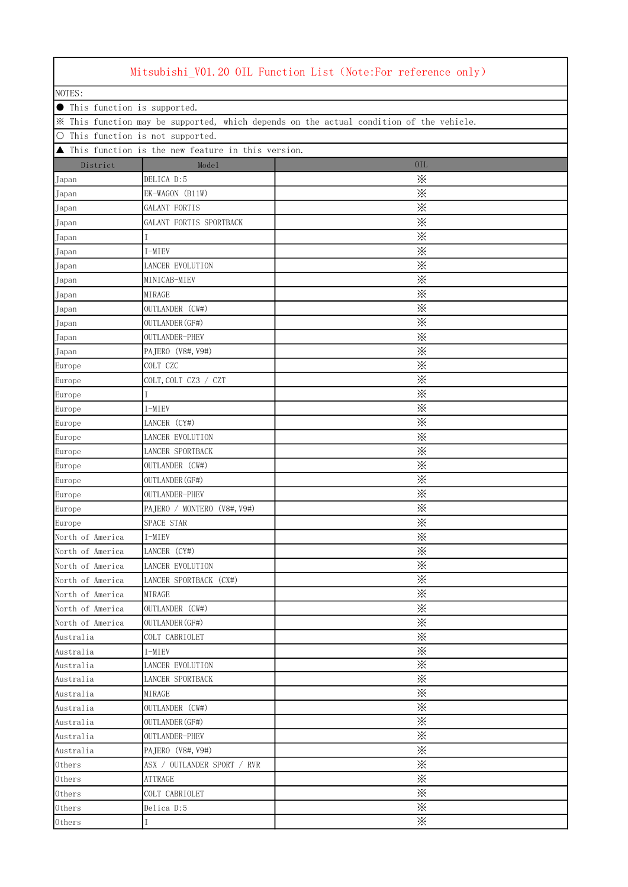# Mitsubishi_V01.20 OIL Function List（Note:For reference only）

NOTES:

● This function is supported.

※ This function may be supported, which depends on the actual condition of the vehicle.

○ This function is not supported.

▲ This function is the new feature in this version.

| District | Model | OIL |
|---|---|---|
| Japan | DELICA D:5 | ※ |
| Japan | EK-WAGON (B11W) | ※ |
| Japan | GALANT FORTIS | ※ |
| Japan | GALANT FORTIS SPORTBACK | ※ |
| Japan | I | ※ |
| Japan | I-MIEV | ※ |
| Japan | LANCER EVOLUTION | ※ |
| Japan | MINICAB-MIEV | ※ |
| Japan | MIRAGE | ※ |
| Japan | OUTLANDER (CW#) | ※ |
| Japan | OUTLANDER(GF#) | ※ |
| Japan | OUTLANDER-PHEV | ※ |
| Japan | PAJERO (V8#,V9#) | ※ |
| Europe | COLT CZC | ※ |
| Europe | COLT,COLT CZ3 / CZT | ※ |
| Europe | I | ※ |
| Europe | I-MIEV | ※ |
| Europe | LANCER (CY#) | ※ |
| Europe | LANCER EVOLUTION | ※ |
| Europe | LANCER SPORTBACK | ※ |
| Europe | OUTLANDER (CW#) | ※ |
| Europe | OUTLANDER(GF#) | ※ |
| Europe | OUTLANDER-PHEV | ※ |
| Europe | PAJERO / MONTERO (V8#,V9#) | ※ |
| Europe | SPACE STAR | ※ |
| North of America | I-MIEV | ※ |
| North of America | LANCER (CY#) | ※ |
| North of America | LANCER EVOLUTION | ※ |
| North of America | LANCER SPORTBACK (CX#) | ※ |
| North of America | MIRAGE | ※ |
| North of America | OUTLANDER (CW#) | ※ |
| North of America | OUTLANDER(GF#) | ※ |
| Australia | COLT CABRIOLET | ※ |
| Australia | I-MIEV | ※ |
| Australia | LANCER EVOLUTION | ※ |
| Australia | LANCER SPORTBACK | ※ |
| Australia | MIRAGE | ※ |
| Australia | OUTLANDER (CW#) | ※ |
| Australia | OUTLANDER(GF#) | ※ |
| Australia | OUTLANDER-PHEV | ※ |
| Australia | PAJERO (V8#,V9#) | ※ |
| Others | ASX / OUTLANDER SPORT / RVR | ※ |
| Others | ATTRAGE | ※ |
| Others | COLT CABRIOLET | ※ |
| Others | Delica D:5 | ※ |
| Others | I | ※ |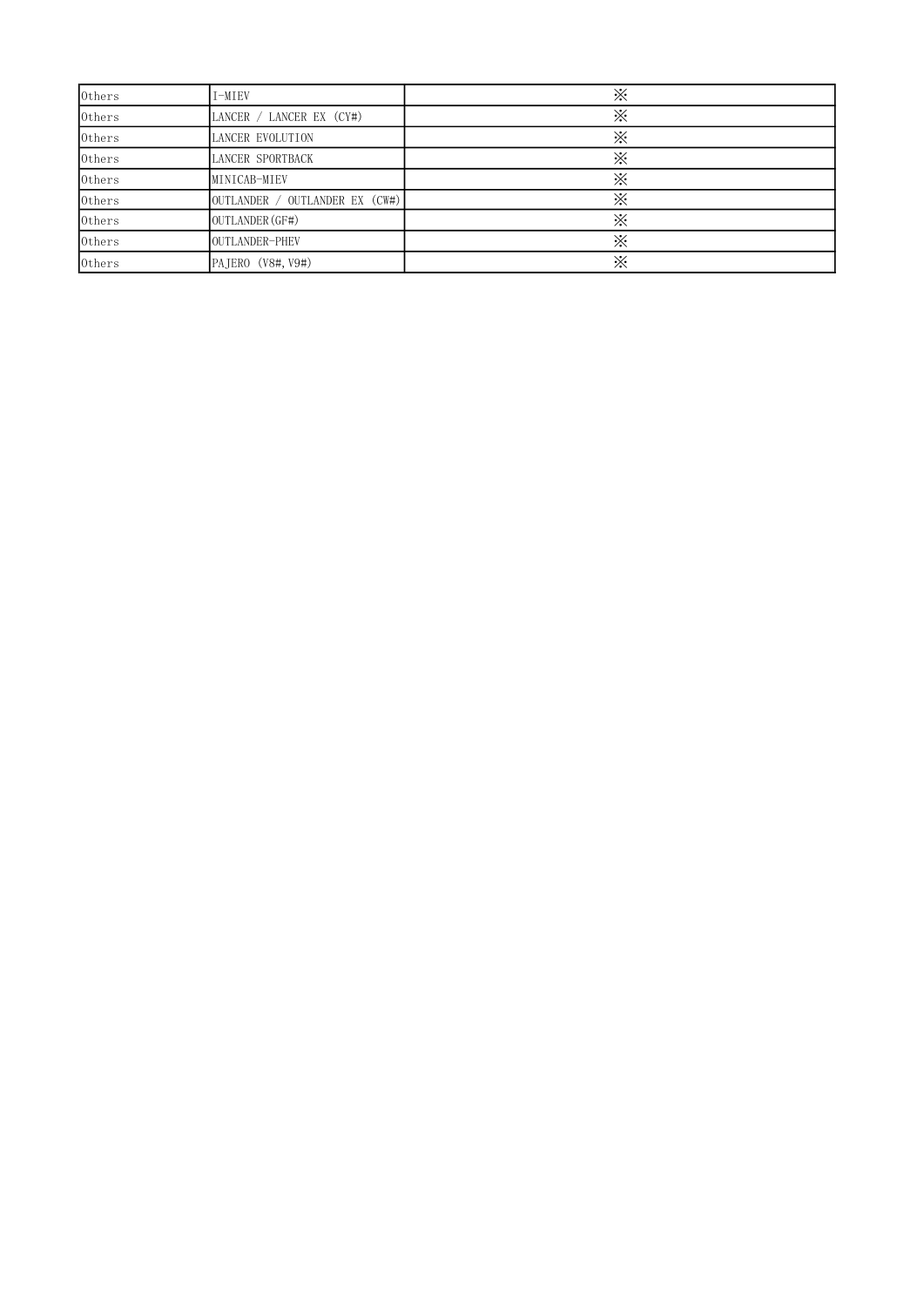| | | |
|---|---|---|
| Others | I-MIEV | ※ |
| Others | LANCER / LANCER EX (CY#) | ※ |
| Others | LANCER EVOLUTION | ※ |
| Others | LANCER SPORTBACK | ※ |
| Others | MINICAB-MIEV | ※ |
| Others | OUTLANDER / OUTLANDER EX (CW#) | ※ |
| Others | OUTLANDER(GF#) | ※ |
| Others | OUTLANDER-PHEV | ※ |
| Others | PAJERO (V8#,V9#) | ※ |